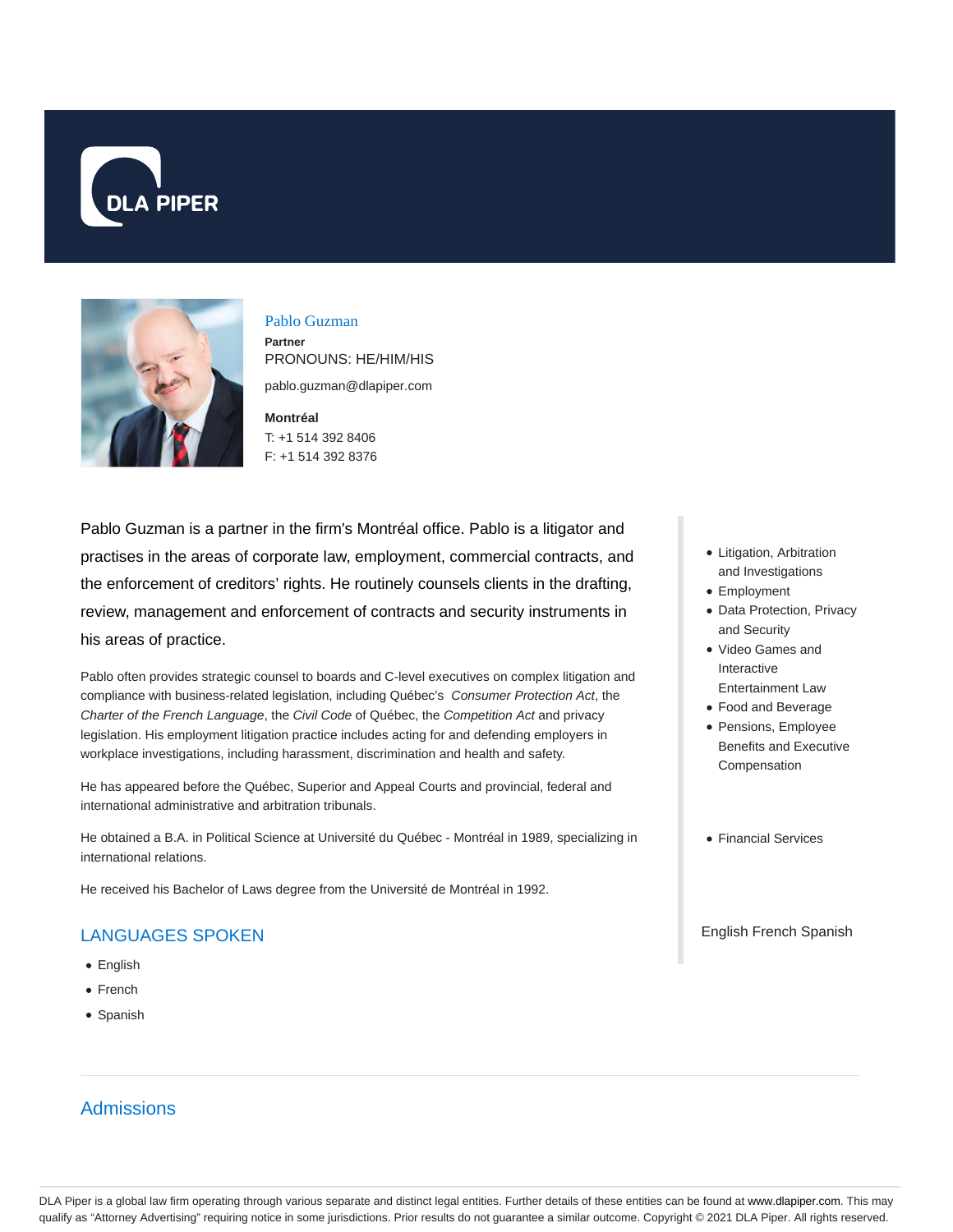# Pablo Guzman

**Partner**

PRONOUNS: HE/HIM/HIS

pablo.guzman@dlapiper.com

**Montréal**

T: +1 514 392 8406

F: +1 514 392 8376

Pablo Guzman is a partner in the firm's Montréal office. Pablo is a litigator and practises in the areas of corporate law, employment, commercial contracts, and the enforcement of creditors' rights. He routinely counsels clients in the drafting, review, management and enforcement of contracts and security instruments in his areas of practice.

Pablo often provides strategic counsel to boards and C-level executives on complex litigation and compliance with business-related legislation, including Québec's *Consumer Protection Act*, the *Charter of the French Language*, the *Civil Code* of Québec, the *Competition Act* and privacy legislation. His employment litigation practice includes acting for and defending employers in workplace investigations, including harassment, discrimination and health and safety.

He has appeared before the Québec, Superior and Appeal Courts and provincial, federal and international administrative and arbitration tribunals.

He obtained a B.A. in Political Science at Université du Québec - Montréal in 1989, specializing in international relations.

He received his Bachelor of Laws degree from the Université de Montréal in 1992.

- Litigation, Arbitration and Investigations
- Employment
- Data Protection, Privacy and Security
- Video Games and Interactive Entertainment Law
- Food and Beverage
- Pensions, Employee Benefits and Executive Compensation

- Financial Services

English French Spanish

## LANGUAGES SPOKEN

- English
- French
- Spanish

## Admissions

DLA Piper is a global law firm operating through various separate and distinct legal entities. Further details of these entities can be found at www.dlapiper.com. This may qualify as "Attorney Advertising" requiring notice in some jurisdictions. Prior results do not guarantee a similar outcome. Copyright © 2021 DLA Piper. All rights reserved.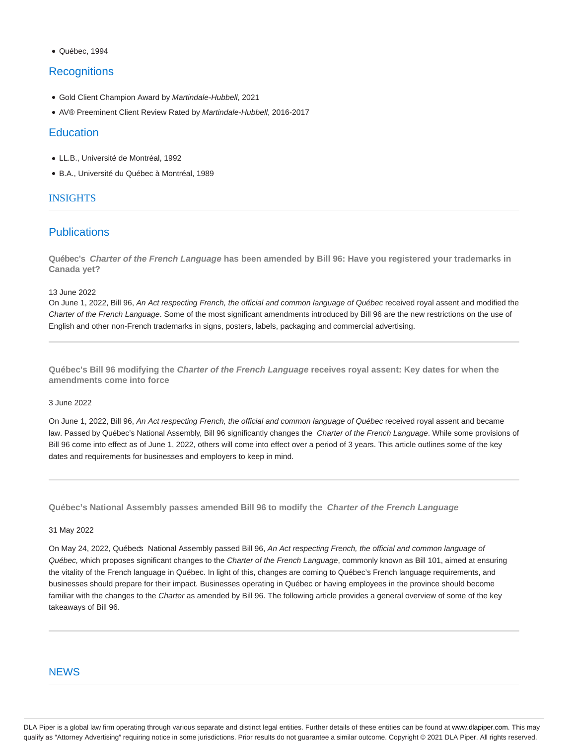- Québec, 1994

## Recognitions

- Gold Client Champion Award by *Martindale-Hubbell*, 2021
- AV® Preeminent Client Review Rated by *Martindale-Hubbell*, 2016-2017

## Education

- LL.B., Université de Montréal, 1992
- B.A., Université du Québec à Montréal, 1989

# INSIGHTS

## Publications

### Québec's *Charter of the French Language* has been amended by Bill 96: Have you registered your trademarks in Canada yet?

13 June 2022

On June 1, 2022, Bill 96, *An Act respecting French, the official and common language of Québec* received royal assent and modified the *Charter of the French Language*. Some of the most significant amendments introduced by Bill 96 are the new restrictions on the use of English and other non-French trademarks in signs, posters, labels, packaging and commercial advertising.

### Québec's Bill 96 modifying the *Charter of the French Language* receives royal assent: Key dates for when the amendments come into force

3 June 2022

On June 1, 2022, Bill 96, *An Act respecting French, the official and common language of Québec* received royal assent and became law. Passed by Québec's National Assembly, Bill 96 significantly changes the *Charter of the French Language*. While some provisions of Bill 96 come into effect as of June 1, 2022, others will come into effect over a period of 3 years. This article outlines some of the key dates and requirements for businesses and employers to keep in mind.

### Québec's National Assembly passes amended Bill 96 to modify the *Charter of the French Language*

31 May 2022

On May 24, 2022, Québec's National Assembly passed Bill 96, *An Act respecting French, the official and common language of Québec,* which proposes significant changes to the *Charter of the French Language*, commonly known as Bill 101, aimed at ensuring the vitality of the French language in Québec. In light of this, changes are coming to Québec's French language requirements, and businesses should prepare for their impact. Businesses operating in Québec or having employees in the province should become familiar with the changes to the *Charter* as amended by Bill 96. The following article provides a general overview of some of the key takeaways of Bill 96.

# NEWS

DLA Piper is a global law firm operating through various separate and distinct legal entities. Further details of these entities can be found at www.dlapiper.com. This may qualify as "Attorney Advertising" requiring notice in some jurisdictions. Prior results do not guarantee a similar outcome. Copyright © 2021 DLA Piper. All rights reserved.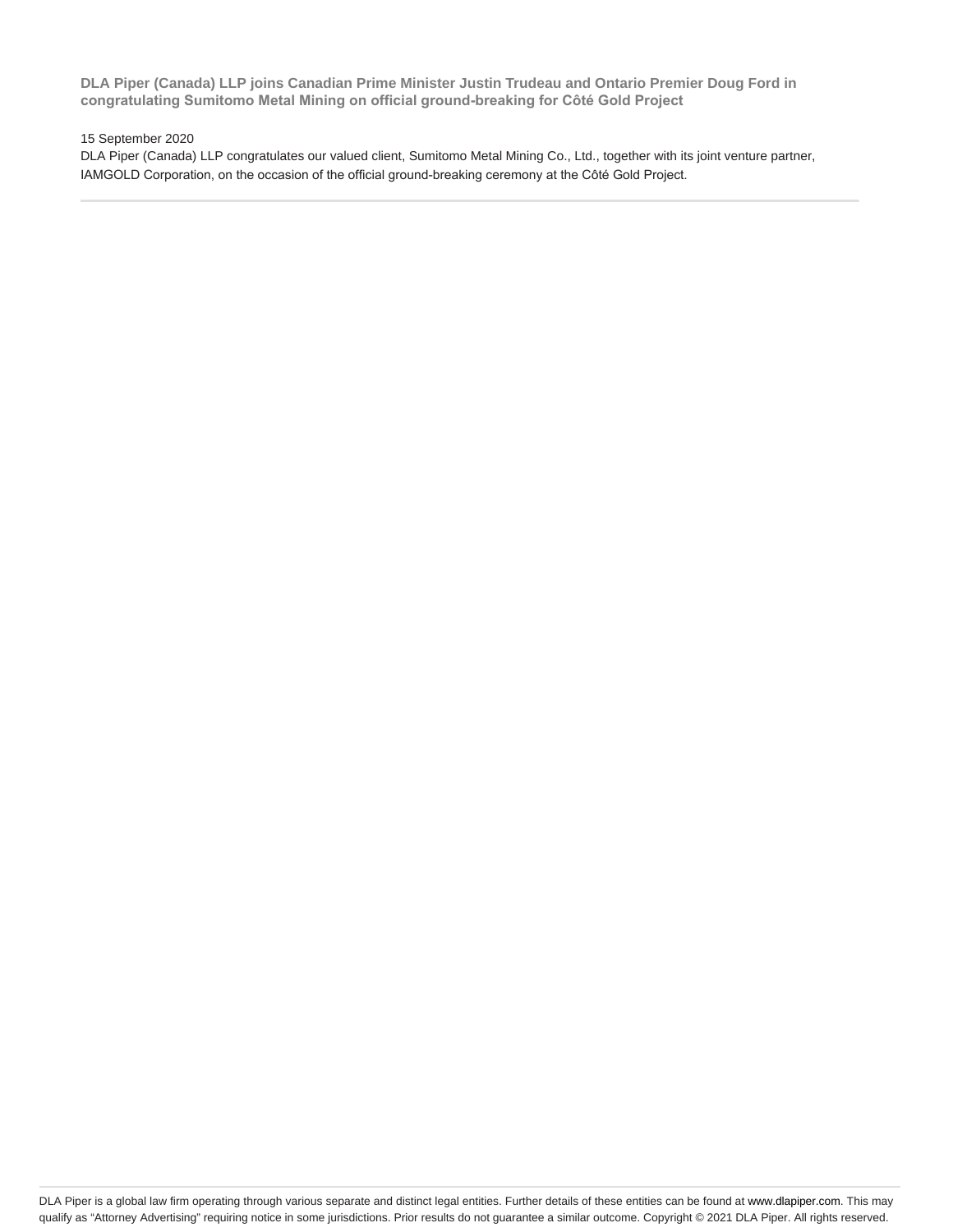**DLA Piper (Canada) LLP joins Canadian Prime Minister Justin Trudeau and Ontario Premier Doug Ford in congratulating Sumitomo Metal Mining on official ground-breaking for Côté Gold Project**

15 September 2020

DLA Piper (Canada) LLP congratulates our valued client, Sumitomo Metal Mining Co., Ltd., together with its joint venture partner, IAMGOLD Corporation, on the occasion of the official ground-breaking ceremony at the Côté Gold Project.

---

DLA Piper is a global law firm operating through various separate and distinct legal entities. Further details of these entities can be found at www.dlapiper.com. This may qualify as "Attorney Advertising" requiring notice in some jurisdictions. Prior results do not guarantee a similar outcome. Copyright © 2021 DLA Piper. All rights reserved.